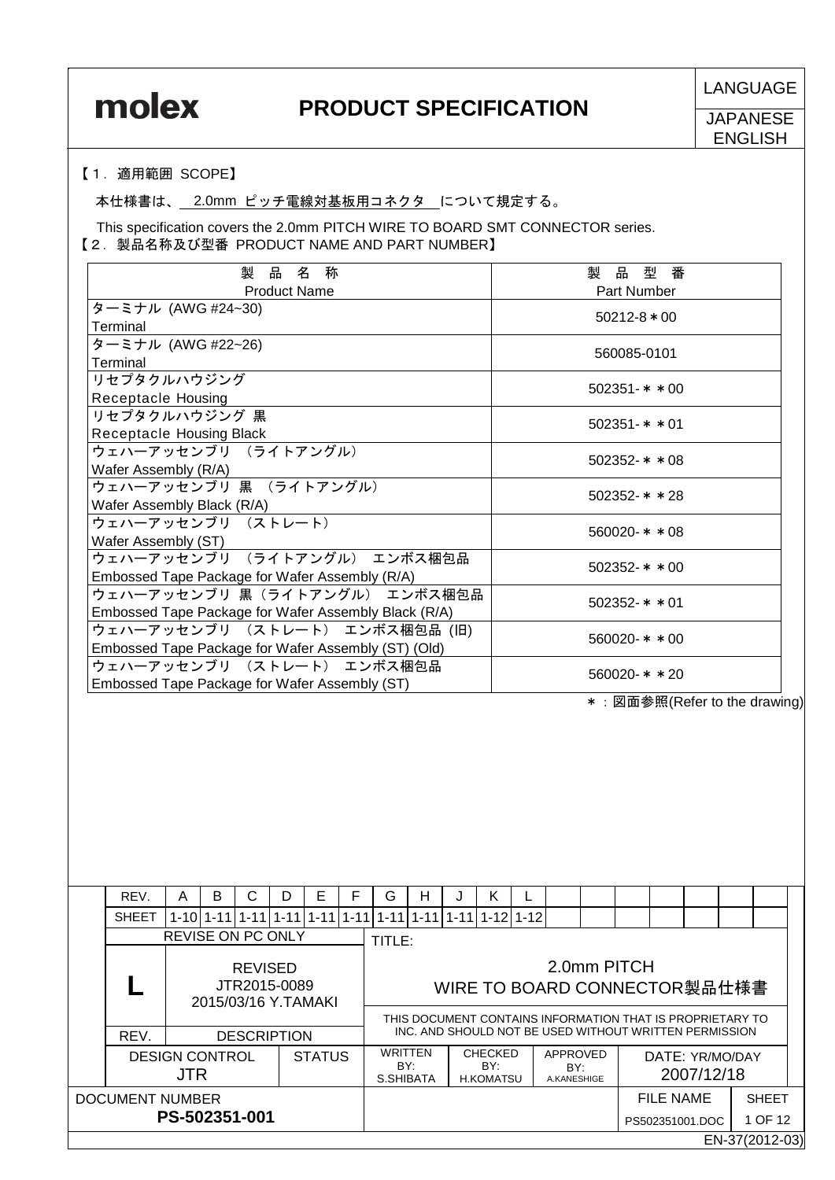molex

# PRODUCT SPECIFICATION

LANGUAGE: JAPANESE / ENGLISH

## 【1．適用範囲 SCOPE】

本仕様書は、 2.0mm ピッチ電線対基板用コネクタ について規定する。

This specification covers the 2.0mm PITCH WIRE TO BOARD SMT CONNECTOR series.

## 【2．製品名称及び型番 PRODUCT NAME AND PART NUMBER】

| 製　品　名　称<br>Product Name | 製　品　型　番<br>Part Number |
|---|---|
| ターミナル (AWG #24~30)<br>Terminal | 50212-8＊00 |
| ターミナル (AWG #22~26)<br>Terminal | 560085-0101 |
| リセプタクルハウジング<br>Receptacle Housing | 502351-＊＊00 |
| リセプタクルハウジング 黒<br>Receptacle Housing Black | 502351-＊＊01 |
| ウェハーアッセンブリ （ライトアングル）<br>Wafer Assembly (R/A) | 502352-＊＊08 |
| ウェハーアッセンブリ 黒 （ライトアングル）<br>Wafer Assembly Black (R/A) | 502352-＊＊28 |
| ウェハーアッセンブリ （ストレート）<br>Wafer Assembly (ST) | 560020-＊＊08 |
| ウェハーアッセンブリ （ライトアングル） エンボス梱包品<br>Embossed Tape Package for Wafer Assembly (R/A) | 502352-＊＊00 |
| ウェハーアッセンブリ 黒（ライトアングル） エンボス梱包品<br>Embossed Tape Package for Wafer Assembly Black (R/A) | 502352-＊＊01 |
| ウェハーアッセンブリ （ストレート） エンボス梱包品 (旧)<br>Embossed Tape Package for Wafer Assembly (ST) (Old) | 560020-＊＊00 |
| ウェハーアッセンブリ （ストレート） エンボス梱包品<br>Embossed Tape Package for Wafer Assembly (ST) | 560020-＊＊20 |

＊：図面参照(Refer to the drawing)

| REV. | A | B | C | D | E | F | G | H | J | K | L |
|---|---|---|---|---|---|---|---|---|---|---|---|
| SHEET | 1-10 | 1-11 | 1-11 | 1-11 | 1-11 | 1-11 | 1-11 | 1-11 | 1-11 | 1-12 | 1-12 |

| REV. | DESCRIPTION | TITLE |
|---|---|---|
| L | REVISED JTR2015-0089 2015/03/16 Y.TAMAKI (REVISE ON PC ONLY) | 2.0mm PITCH WIRE TO BOARD CONNECTOR製品仕様書 |

THIS DOCUMENT CONTAINS INFORMATION THAT IS PROPRIETARY TO INC. AND SHOULD NOT BE USED WITHOUT WRITTEN PERMISSION

| DESIGN CONTROL | STATUS | WRITTEN BY: | CHECKED BY: | APPROVED BY: | DATE: YR/MO/DAY |
|---|---|---|---|---|---|
| JTR | | S.SHIBATA | H.KOMATSU | A.KANESHIGE | 2007/12/18 |

| DOCUMENT NUMBER | FILE NAME |
|---|---|
| PS-502351-001 | PS502351001.DOC |

EN-37(2012-03)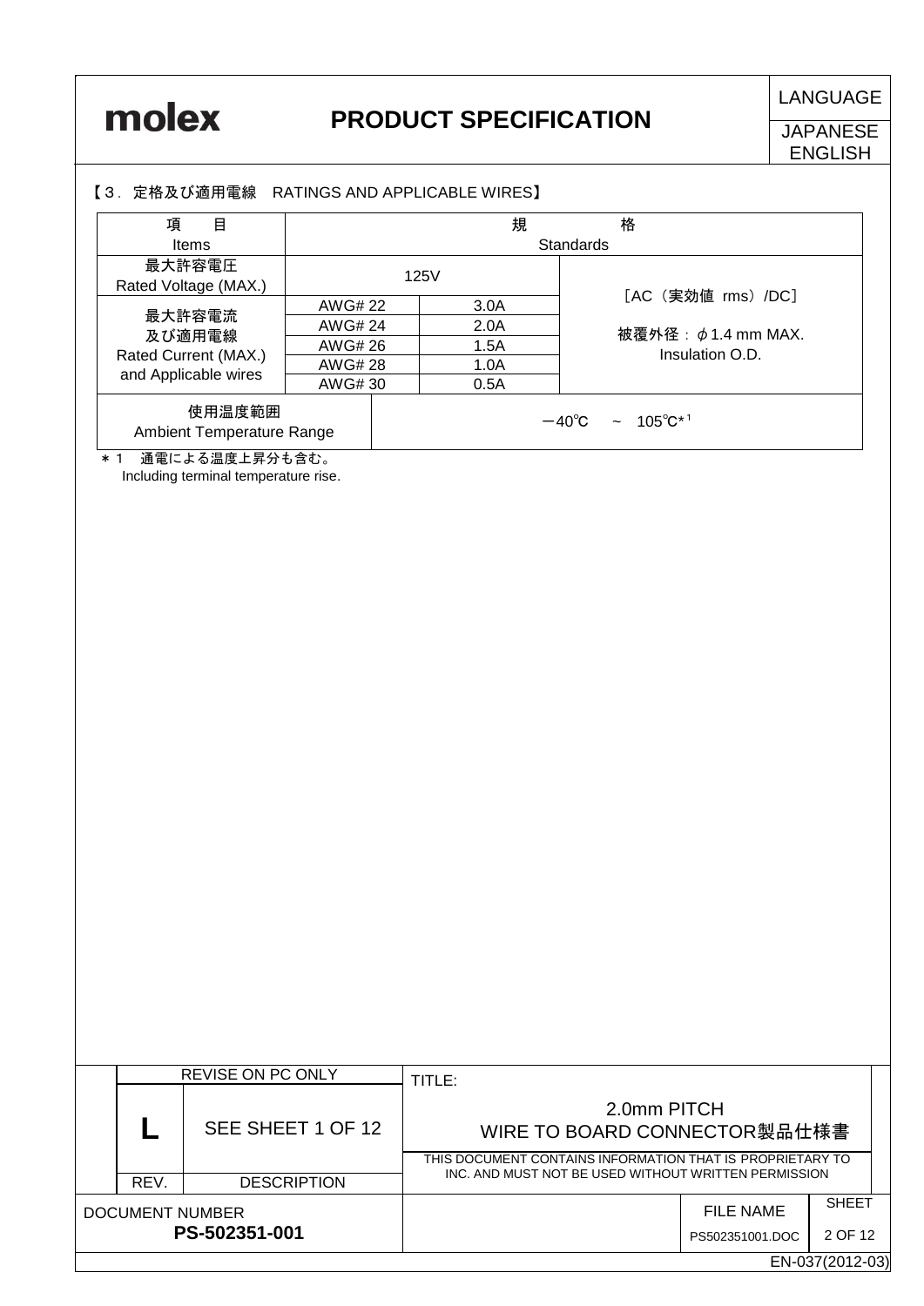【3．定格及び適用電線　RATINGS AND APPLICABLE WIRES】

| 項　　目<br>Items | 規　　　格<br>Standards | | |
|---|---|---|---|
| 最大許容電圧<br>Rated Voltage (MAX.) | 125V | | ［AC（実効値 rms）/DC］<br><br>被覆外径：$\phi$1.4 mm MAX.<br>Insulation O.D. |
| 最大許容電流<br>及び適用電線<br>Rated Current (MAX.)<br>and Applicable wires | AWG# 22 | 3.0A | |
| | AWG# 24 | 2.0A | |
| | AWG# 26 | 1.5A | |
| | AWG# 28 | 1.0A | |
| | AWG# 30 | 0.5A | |
| 使用温度範囲<br>Ambient Temperature Range | －40℃　~　105℃*[1] | | |

＊1　通電による温度上昇分も含む。
Including terminal temperature rise.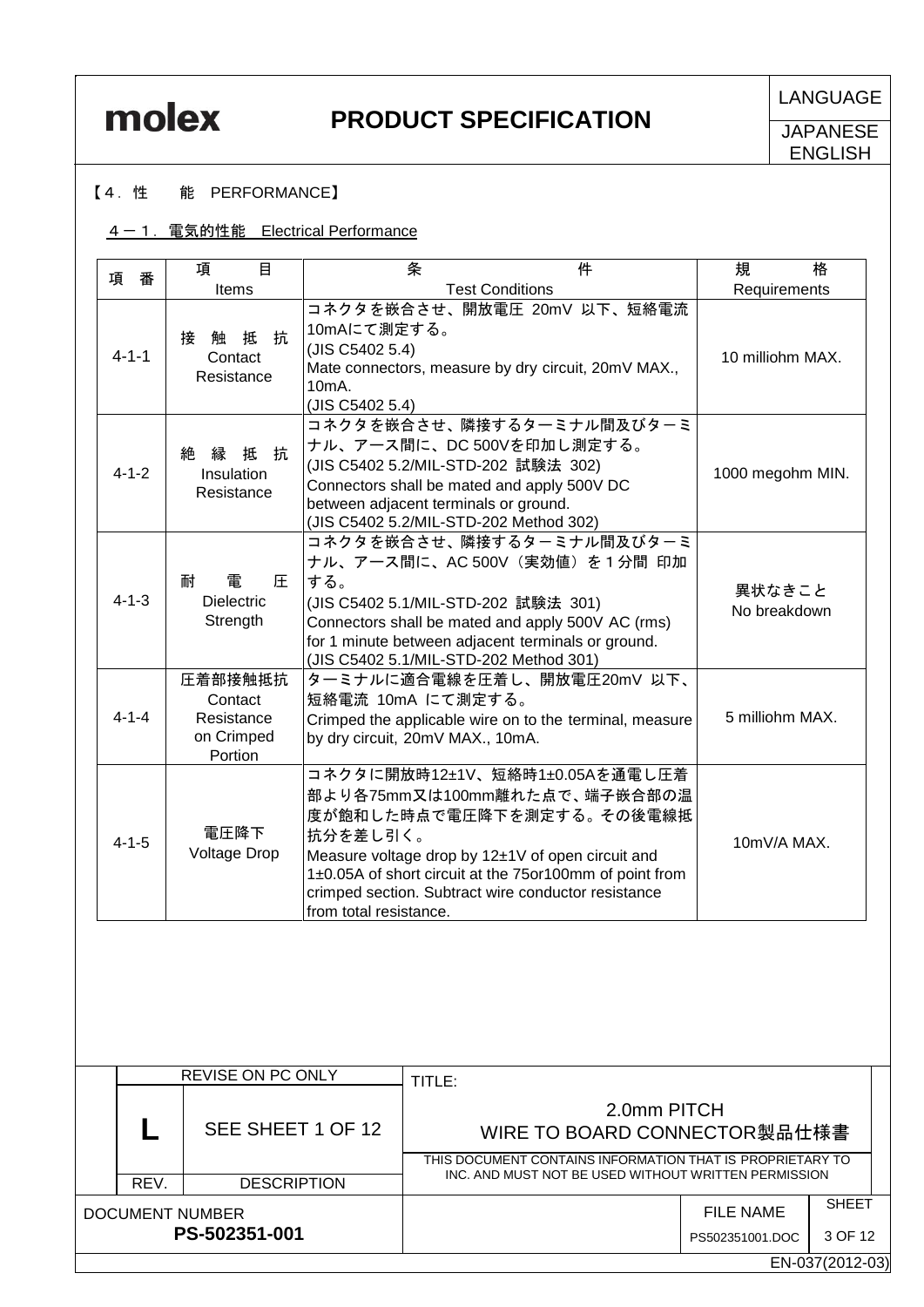## 【4．性　　能　PERFORMANCE】

### 4－1．電気的性能　Electrical Performance

| 項　番 | 項　　目<br>Items | 条　　件<br>Test Conditions | 規　　格<br>Requirements |
|---|---|---|---|
| 4-1-1 | 接 触 抵 抗<br>Contact Resistance | コネクタを嵌合させ、開放電圧 20mV 以下、短絡電流10mAにて測定する。<br>(JIS C5402 5.4)<br>Mate connectors, measure by dry circuit, 20mV MAX., 10mA.<br>(JIS C5402 5.4) | 10 milliohm MAX. |
| 4-1-2 | 絶 縁 抵 抗<br>Insulation Resistance | コネクタを嵌合させ、隣接するターミナル間及びターミナル、アース間に、DC 500Vを印加し測定する。<br>(JIS C5402 5.2/MIL-STD-202 試験法 302)<br>Connectors shall be mated and apply 500V DC between adjacent terminals or ground.<br>(JIS C5402 5.2/MIL-STD-202 Method 302) | 1000 megohm MIN. |
| 4-1-3 | 耐　電　圧<br>Dielectric Strength | コネクタを嵌合させ、隣接するターミナル間及びターミナル、アース間に、AC 500V（実効値）を１分間 印加する。<br>(JIS C5402 5.1/MIL-STD-202 試験法 301)<br>Connectors shall be mated and apply 500V AC (rms) for 1 minute between adjacent terminals or ground.<br>(JIS C5402 5.1/MIL-STD-202 Method 301) | 異状なきこと<br>No breakdown |
| 4-1-4 | 圧着部接触抵抗<br>Contact Resistance on Crimped Portion | ターミナルに適合電線を圧着し、開放電圧20mV 以下、短絡電流 10mA にて測定する。<br>Crimped the applicable wire on to the terminal, measure by dry circuit, 20mV MAX., 10mA. | 5 milliohm MAX. |
| 4-1-5 | 電圧降下<br>Voltage Drop | コネクタに開放時12±1V、短絡時1±0.05Aを通電し圧着部より各75mm又は100mm離れた点で、端子嵌合部の温度が飽和した時点で電圧降下を測定する。その後電線抵抗分を差し引く。<br>Measure voltage drop by 12±1V of open circuit and 1±0.05A of short circuit at the 75or100mm of point from crimped section. Subtract wire conductor resistance from total resistance. | 10mV/A MAX. |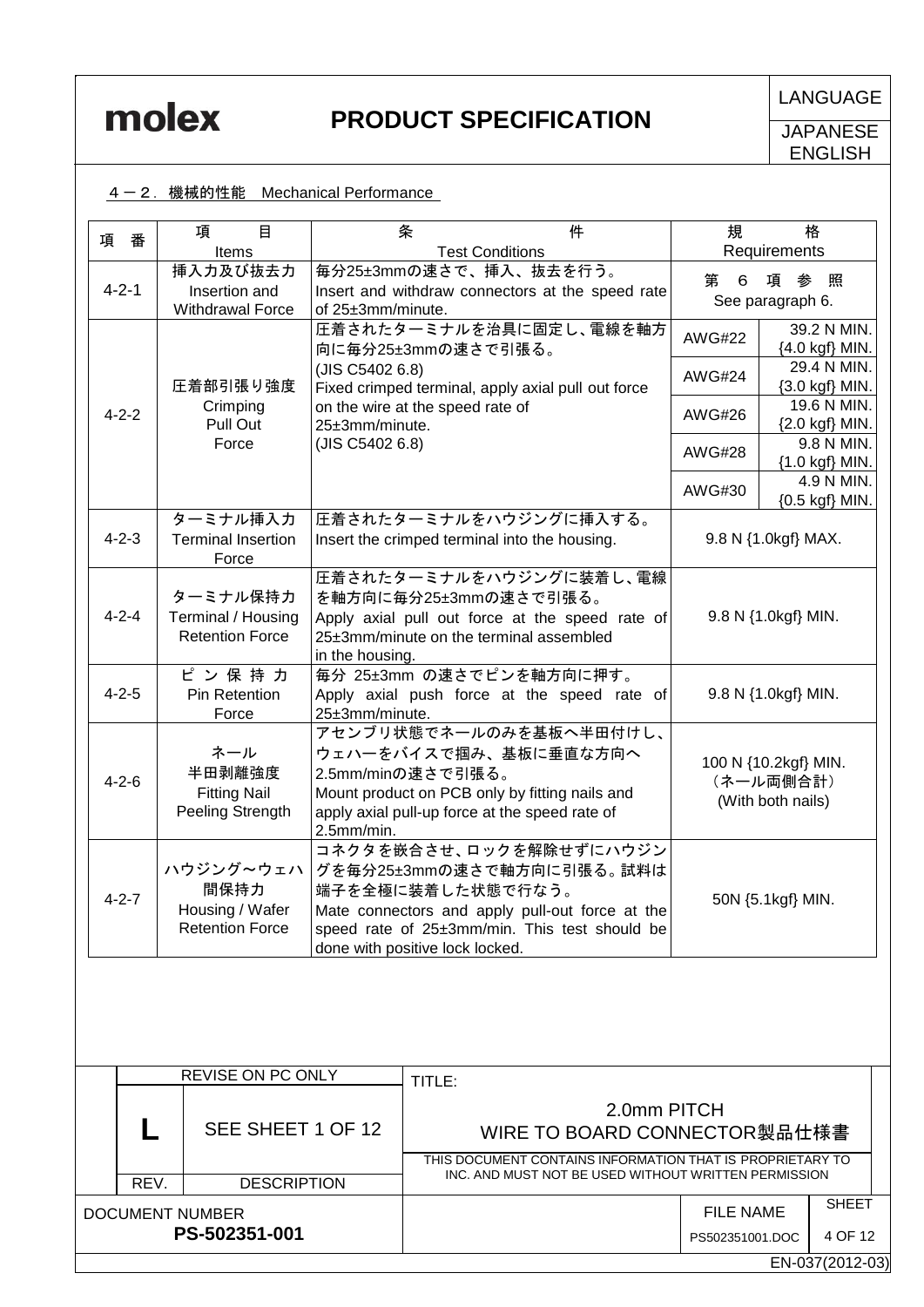## ４－２．機械的性能　Mechanical Performance

| 項　番 | 項　　目<br>Items | 条　　　　件<br>Test Conditions | 規　　格<br>Requirements | |
|---|---|---|---|---|
| 4-2-1 | 挿入力及び抜去力<br>Insertion and Withdrawal Force | 毎分25±3mmの速さで、挿入、抜去を行う。<br>Insert and withdraw connectors at the speed rate of 25±3mm/minute. | 第　6　項　参　照<br>See paragraph 6. | |
| 4-2-2 | 圧着部引張り強度<br>Crimping Pull Out Force | 圧着されたターミナルを治具に固定し、電線を軸方向に毎分25±3mmの速さで引張る。<br>(JIS C5402 6.8)<br>Fixed crimped terminal, apply axial pull out force on the wire at the speed rate of 25±3mm/minute.<br>(JIS C5402 6.8) | AWG#22 | 39.2 N MIN.<br>{4.0 kgf} MIN. |
| | | | AWG#24 | 29.4 N MIN.<br>{3.0 kgf} MIN. |
| | | | AWG#26 | 19.6 N MIN.<br>{2.0 kgf} MIN. |
| | | | AWG#28 | 9.8 N MIN.<br>{1.0 kgf} MIN. |
| | | | AWG#30 | 4.9 N MIN.<br>{0.5 kgf} MIN. |
| 4-2-3 | ターミナル挿入力<br>Terminal Insertion Force | 圧着されたターミナルをハウジングに挿入する。<br>Insert the crimped terminal into the housing. | 9.8 N {1.0kgf} MAX. | |
| 4-2-4 | ターミナル保持力<br>Terminal / Housing Retention Force | 圧着されたターミナルをハウジングに装着し、電線を軸方向に毎分25±3mmの速さで引張る。<br>Apply axial pull out force at the speed rate of 25±3mm/minute on the terminal assembled in the housing. | 9.8 N {1.0kgf} MIN. | |
| 4-2-5 | ピン保持力<br>Pin Retention Force | 毎分 25±3mm の速さでピンを軸方向に押す。<br>Apply axial push force at the speed rate of 25±3mm/minute. | 9.8 N {1.0kgf} MIN. | |
| 4-2-6 | ネール<br>半田剥離強度<br>Fitting Nail Peeling Strength | アセンブリ状態でネールのみを基板へ半田付けし、ウェハーをバイスで掴み、基板に垂直な方向へ2.5mm/minの速さで引張る。<br>Mount product on PCB only by fitting nails and apply axial pull-up force at the speed rate of 2.5mm/min. | 100 N {10.2kgf} MIN.<br>（ネール両側合計）<br>(With both nails) | |
| 4-2-7 | ハウジング～ウェハ間保持力<br>Housing / Wafer Retention Force | コネクタを嵌合させ、ロックを解除せずにハウジングを毎分25±3mmの速さで軸方向に引張る。試料は端子を全極に装着した状態で行なう。<br>Mate connectors and apply pull-out force at the speed rate of 25±3mm/min. This test should be done with positive lock locked. | 50N {5.1kgf} MIN. | |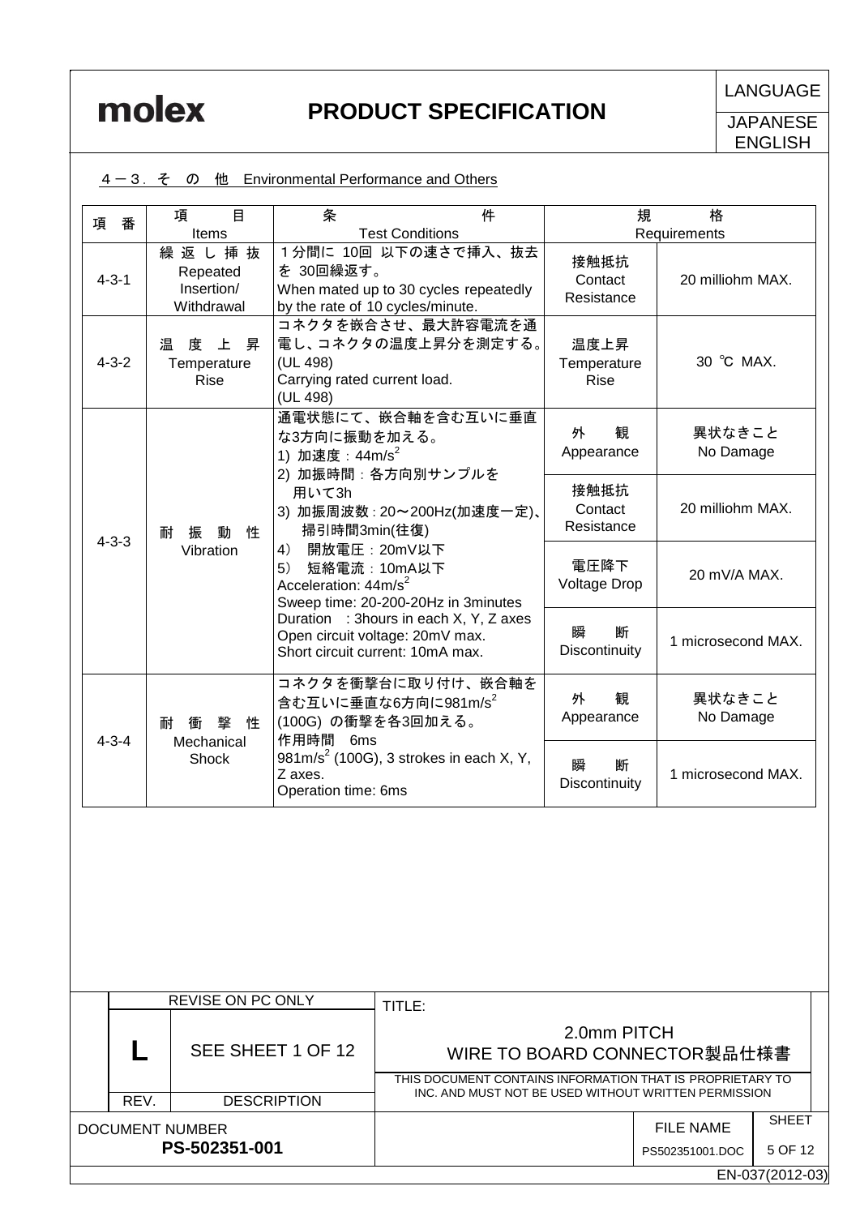## 4－3．その　他　Environmental Performance and Others

| 項　番 | 項　　目<br>Items | 条　　　　件<br>Test Conditions | 規　　格<br>Requirements | |
|---|---|---|---|---|
| 4-3-1 | 繰返し挿抜<br>Repeated Insertion/ Withdrawal | 1分間に 10回 以下の速さで挿入、抜去を 30回繰返す。<br>When mated up to 30 cycles repeatedly by the rate of 10 cycles/minute. | 接触抵抗<br>Contact Resistance | 20 milliohm MAX. |
| 4-3-2 | 温度上昇<br>Temperature Rise | コネクタを嵌合させ、最大許容電流を通電し、コネクタの温度上昇分を測定する。(UL 498)<br>Carrying rated current load. (UL 498) | 温度上昇<br>Temperature Rise | 30 ℃ MAX. |
| 4-3-3 | 耐振動性<br>Vibration | 通電状態にて、嵌合軸を含む互いに垂直な3方向に振動を加える。<br>1) 加速度：$44m/s^2$<br>2) 加振時間：各方向別サンプルを用いて3h<br>3) 加振周波数：20～200Hz(加速度一定)、掃引時間3min(往復)<br>4) 開放電圧：20mV以下<br>5) 短絡電流：10mA以下<br>Acceleration: $44m/s^2$<br>Sweep time: 20-200-20Hz in 3minutes<br>Duration　: 3hours in each X, Y, Z axes<br>Open circuit voltage: 20mV max.<br>Short circuit current: 10mA max. | 外　観<br>Appearance | 異状なきこと<br>No Damage |
| | | | 接触抵抗<br>Contact Resistance | 20 milliohm MAX. |
| | | | 電圧降下<br>Voltage Drop | 20 mV/A MAX. |
| | | | 瞬　断<br>Discontinuity | 1 microsecond MAX. |
| 4-3-4 | 耐衝撃性<br>Mechanical Shock | コネクタを衝撃台に取り付け、嵌合軸を含む互いに垂直な6方向に$981m/s^2$ (100G) の衝撃を各3回加える。<br>作用時間　6ms<br>$981m/s^2$ (100G), 3 strokes in each X, Y, Z axes.<br>Operation time: 6ms | 外　観<br>Appearance | 異状なきこと<br>No Damage |
| | | | 瞬　断<br>Discontinuity | 1 microsecond MAX. |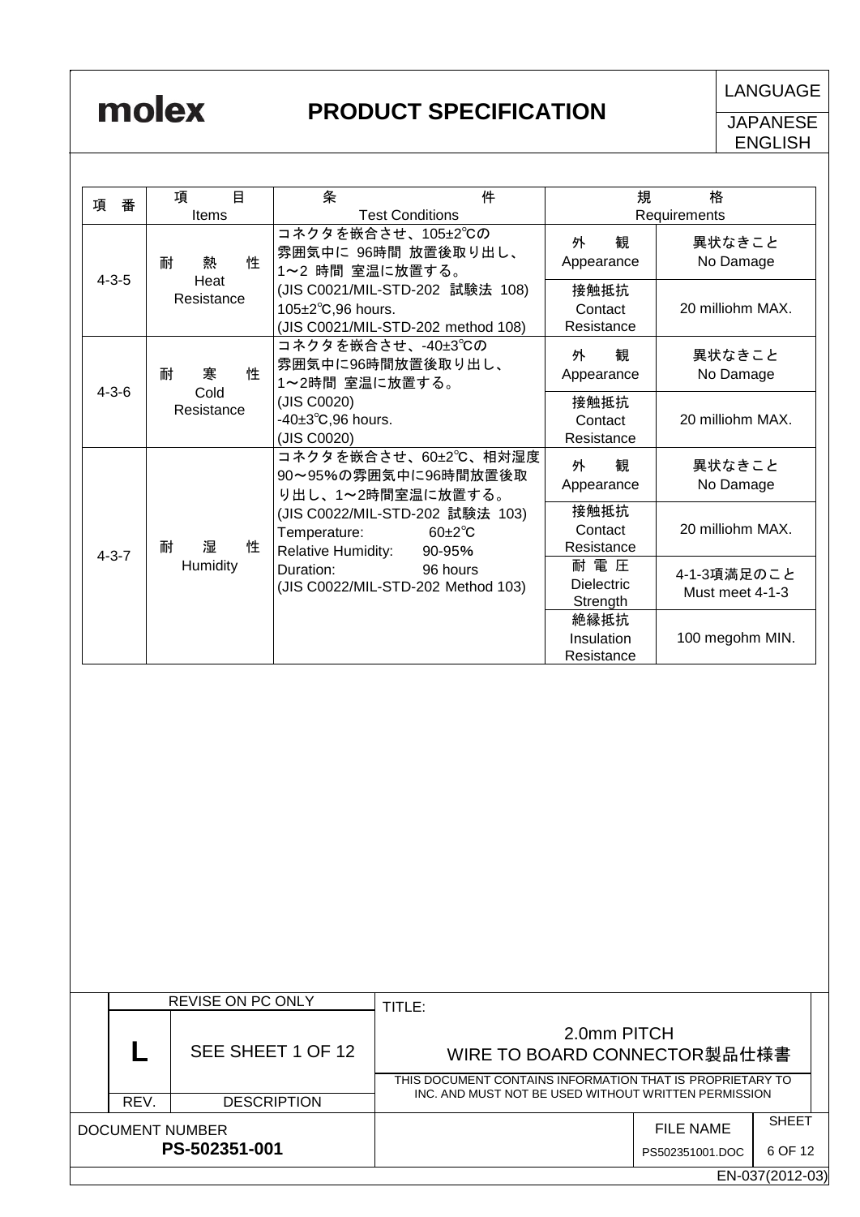| 項 番 | 項 目<br>Items | 条 件<br>Test Conditions | 規 格<br>Requirements | |
|---|---|---|---|---|
| 4-3-5 | 耐 熱 性<br>Heat Resistance | コネクタを嵌合させ、105±2℃の雰囲気中に 96時間 放置後取り出し、1～2 時間 室温に放置する。<br>(JIS C0021/MIL-STD-202 試験法 108)<br>105±2℃,96 hours.<br>(JIS C0021/MIL-STD-202 method 108) | 外 観<br>Appearance | 異状なきこと<br>No Damage |
| | | | 接触抵抗<br>Contact Resistance | 20 milliohm MAX. |
| 4-3-6 | 耐 寒 性<br>Cold Resistance | コネクタを嵌合させ、-40±3℃の雰囲気中に96時間放置後取り出し、1～2時間 室温に放置する。<br>(JIS C0020)<br>-40±3℃,96 hours.<br>(JIS C0020) | 外 観<br>Appearance | 異状なきこと<br>No Damage |
| | | | 接触抵抗<br>Contact Resistance | 20 milliohm MAX. |
| 4-3-7 | 耐 湿 性<br>Humidity | コネクタを嵌合させ、60±2℃、相対湿度90～95%の雰囲気中に96時間放置後取り出し、1～2時間室温に放置する。<br>(JIS C0022/MIL-STD-202 試験法 103)<br>Temperature: 60±2℃<br>Relative Humidity: 90-95%<br>Duration: 96 hours<br>(JIS C0022/MIL-STD-202 Method 103) | 外 観<br>Appearance | 異状なきこと<br>No Damage |
| | | | 接触抵抗<br>Contact Resistance | 20 milliohm MAX. |
| | | | 耐 電 圧<br>Dielectric Strength | 4-1-3項満足のこと<br>Must meet 4-1-3 |
| | | | 絶縁抵抗<br>Insulation Resistance | 100 megohm MIN. |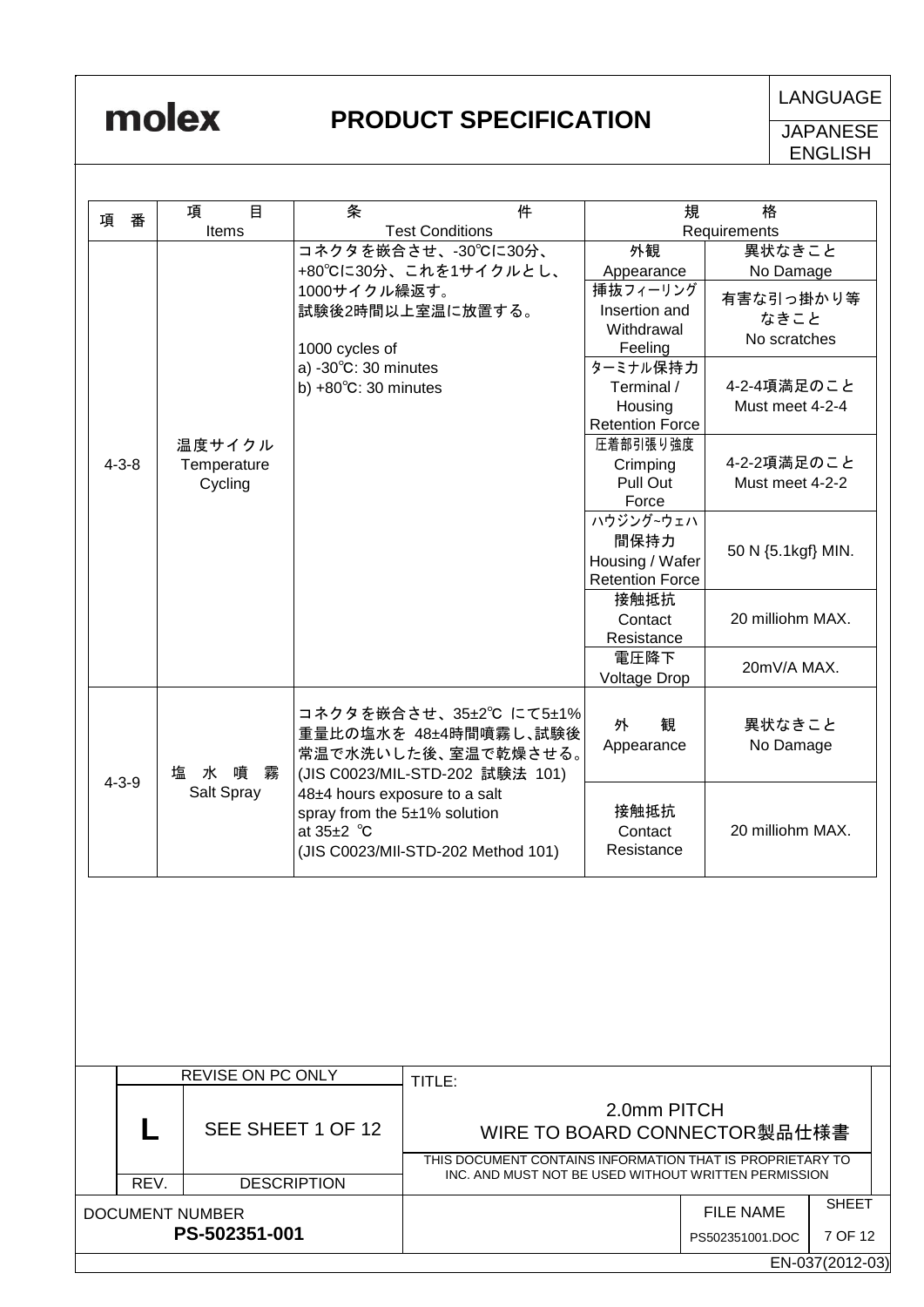| 項 番 | 項 目<br>Items | 条 件<br>Test Conditions | 規 格<br>Requirements | |
|---|---|---|---|---|
| 4-3-8 | 温度サイクル<br>Temperature Cycling | コネクタを嵌合させ、-30℃に30分、+80℃に30分、これを1サイクルとし、1000サイクル繰返す。<br>試験後2時間以上室温に放置する。<br><br>1000 cycles of<br>a) -30℃: 30 minutes<br>b) +80℃: 30 minutes | 外観<br>Appearance | 異状なきこと<br>No Damage |
| | | | 挿抜フィーリング<br>Insertion and Withdrawal Feeling | 有害な引っ掛かり等なきこと<br>No scratches |
| | | | ターミナル保持力<br>Terminal / Housing Retention Force | 4-2-4項満足のこと<br>Must meet 4-2-4 |
| | | | 圧着部引張り強度<br>Crimping Pull Out Force | 4-2-2項満足のこと<br>Must meet 4-2-2 |
| | | | ハウジング-ウェハ間保持力<br>Housing / Wafer Retention Force | 50 N {5.1kgf} MIN. |
| | | | 接触抵抗<br>Contact Resistance | 20 milliohm MAX. |
| | | | 電圧降下<br>Voltage Drop | 20mV/A MAX. |
| 4-3-9 | 塩 水 噴 霧<br>Salt Spray | コネクタを嵌合させ、35±2℃ にて5±1%重量比の塩水を 48±4時間噴霧し、試験後常温で水洗いした後、室温で乾燥させる。<br>(JIS C0023/MIL-STD-202 試験法 101)<br>48±4 hours exposure to a salt spray from the 5±1% solution at 35±2 ℃<br>(JIS C0023/MIl-STD-202 Method 101) | 外 観<br>Appearance | 異状なきこと<br>No Damage |
| | | | 接触抵抗<br>Contact Resistance | 20 milliohm MAX. |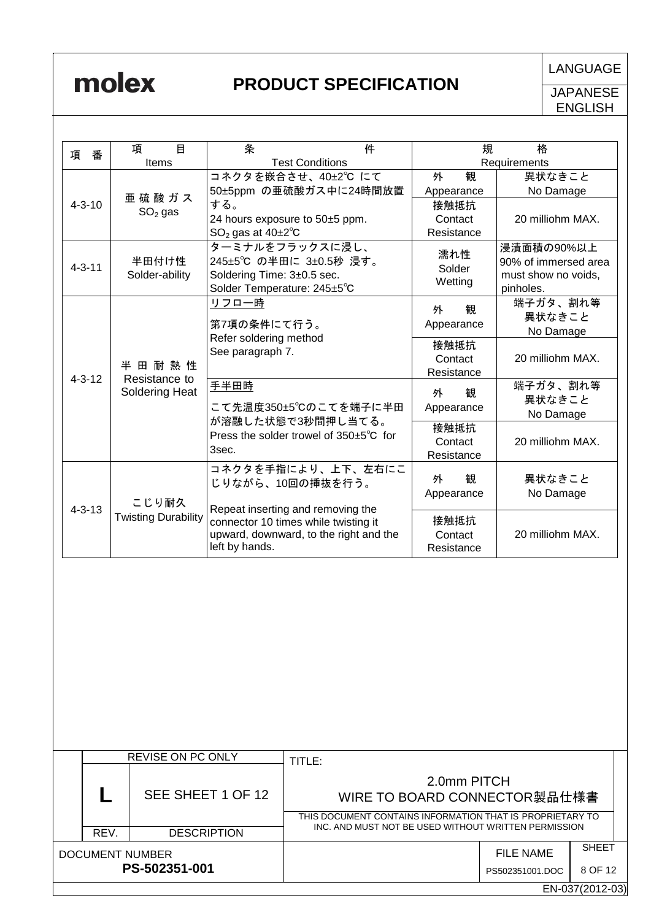| 項番 | 項目 Items | 条件 Test Conditions | 規格 Requirements | |
|---|---|---|---|---|
| 4-3-10 | 亜硫酸ガス $SO_2$ gas | コネクタを嵌合させ、40±2℃ にて 50±5ppm の亜硫酸ガス中に24時間放置する。 24 hours exposure to 50±5 ppm. $SO_2$ gas at 40±2℃ | 外観 Appearance | 異状なきこと No Damage |
| | | | 接触抵抗 Contact Resistance | 20 milliohm MAX. |
| 4-3-11 | 半田付け性 Solder-ability | ターミナルをフラックスに浸し、245±5℃ の半田に 3±0.5秒 浸す。 Soldering Time: 3±0.5 sec. Solder Temperature: 245±5℃ | 濡れ性 Solder Wetting | 浸漬面積の90%以上 90% of immersed area must show no voids, pinholes. |
| 4-3-12 | 半田耐熱性 Resistance to Soldering Heat | リフロー時 第7項の条件にて行う。 Refer soldering method See paragraph 7. | 外観 Appearance | 端子ガタ、割れ等異状なきこと No Damage |
| | | | 接触抵抗 Contact Resistance | 20 milliohm MAX. |
| | | 手半田時 こて先温度350±5℃のこてを端子に半田が溶融した状態で3秒間押し当てる。 Press the solder trowel of 350±5℃ for 3sec. | 外観 Appearance | 端子ガタ、割れ等異状なきこと No Damage |
| | | | 接触抵抗 Contact Resistance | 20 milliohm MAX. |
| 4-3-13 | こじり耐久 Twisting Durability | コネクタを手指により、上下、左右にこじりながら、10回の挿抜を行う。 Repeat inserting and removing the connector 10 times while twisting it upward, downward, to the right and the left by hands. | 外観 Appearance | 異状なきこと No Damage |
| | | | 接触抵抗 Contact Resistance | 20 milliohm MAX. |

| REVISE ON PC ONLY | | TITLE: |
|---|---|---|
| L | SEE SHEET 1 OF 12 | 2.0mm PITCH WIRE TO BOARD CONNECTOR製品仕様書 |
| REV. | DESCRIPTION | THIS DOCUMENT CONTAINS INFORMATION THAT IS PROPRIETARY TO INC. AND MUST NOT BE USED WITHOUT WRITTEN PERMISSION |

DOCUMENT NUMBER: PS-502351-001 | FILE NAME: PS502351001.DOC

EN-037(2012-03)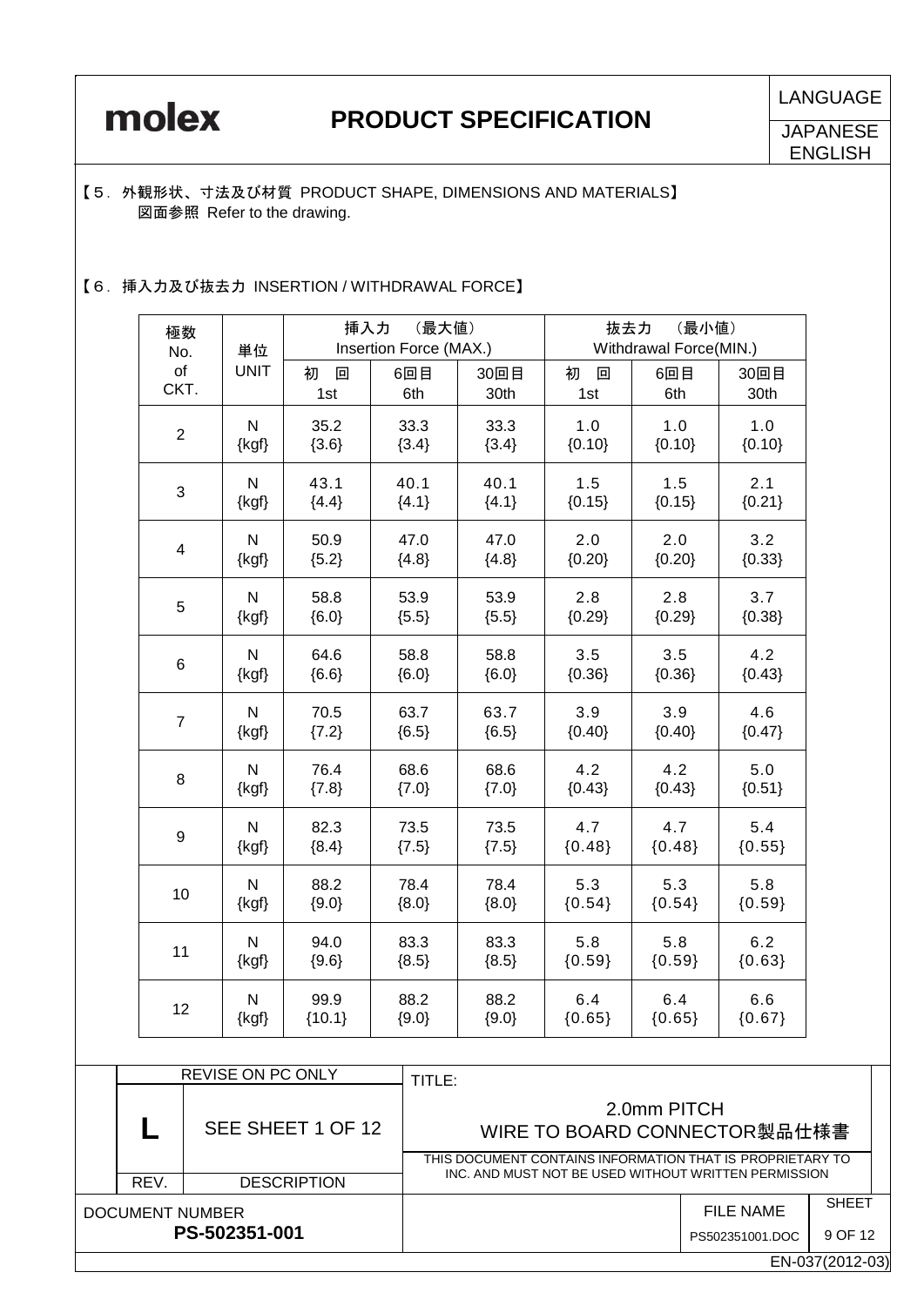【５．外観形状、寸法及び材質 PRODUCT SHAPE, DIMENSIONS AND MATERIALS】

図面参照 Refer to the drawing.

【６．挿入力及び抜去力 INSERTION / WITHDRAWAL FORCE】

| 極数 No. of CKT. | 単位 UNIT | 挿入力 （最大値） Insertion Force (MAX.) | | | 抜去力 （最小値） Withdrawal Force(MIN.) | | |
|---|---|---|---|---|---|---|---|
| | | 初 回 1st | 6回目 6th | 30回目 30th | 初 回 1st | 6回目 6th | 30回目 30th |
| 2 | N {kgf} | 35.2 {3.6} | 33.3 {3.4} | 33.3 {3.4} | 1.0 {0.10} | 1.0 {0.10} | 1.0 {0.10} |
| 3 | N {kgf} | 43.1 {4.4} | 40.1 {4.1} | 40.1 {4.1} | 1.5 {0.15} | 1.5 {0.15} | 2.1 {0.21} |
| 4 | N {kgf} | 50.9 {5.2} | 47.0 {4.8} | 47.0 {4.8} | 2.0 {0.20} | 2.0 {0.20} | 3.2 {0.33} |
| 5 | N {kgf} | 58.8 {6.0} | 53.9 {5.5} | 53.9 {5.5} | 2.8 {0.29} | 2.8 {0.29} | 3.7 {0.38} |
| 6 | N {kgf} | 64.6 {6.6} | 58.8 {6.0} | 58.8 {6.0} | 3.5 {0.36} | 3.5 {0.36} | 4.2 {0.43} |
| 7 | N {kgf} | 70.5 {7.2} | 63.7 {6.5} | 63.7 {6.5} | 3.9 {0.40} | 3.9 {0.40} | 4.6 {0.47} |
| 8 | N {kgf} | 76.4 {7.8} | 68.6 {7.0} | 68.6 {7.0} | 4.2 {0.43} | 4.2 {0.43} | 5.0 {0.51} |
| 9 | N {kgf} | 82.3 {8.4} | 73.5 {7.5} | 73.5 {7.5} | 4.7 {0.48} | 4.7 {0.48} | 5.4 {0.55} |
| 10 | N {kgf} | 88.2 {9.0} | 78.4 {8.0} | 78.4 {8.0} | 5.3 {0.54} | 5.3 {0.54} | 5.8 {0.59} |
| 11 | N {kgf} | 94.0 {9.6} | 83.3 {8.5} | 83.3 {8.5} | 5.8 {0.59} | 5.8 {0.59} | 6.2 {0.63} |
| 12 | N {kgf} | 99.9 {10.1} | 88.2 {9.0} | 88.2 {9.0} | 6.4 {0.65} | 6.4 {0.65} | 6.6 {0.67} |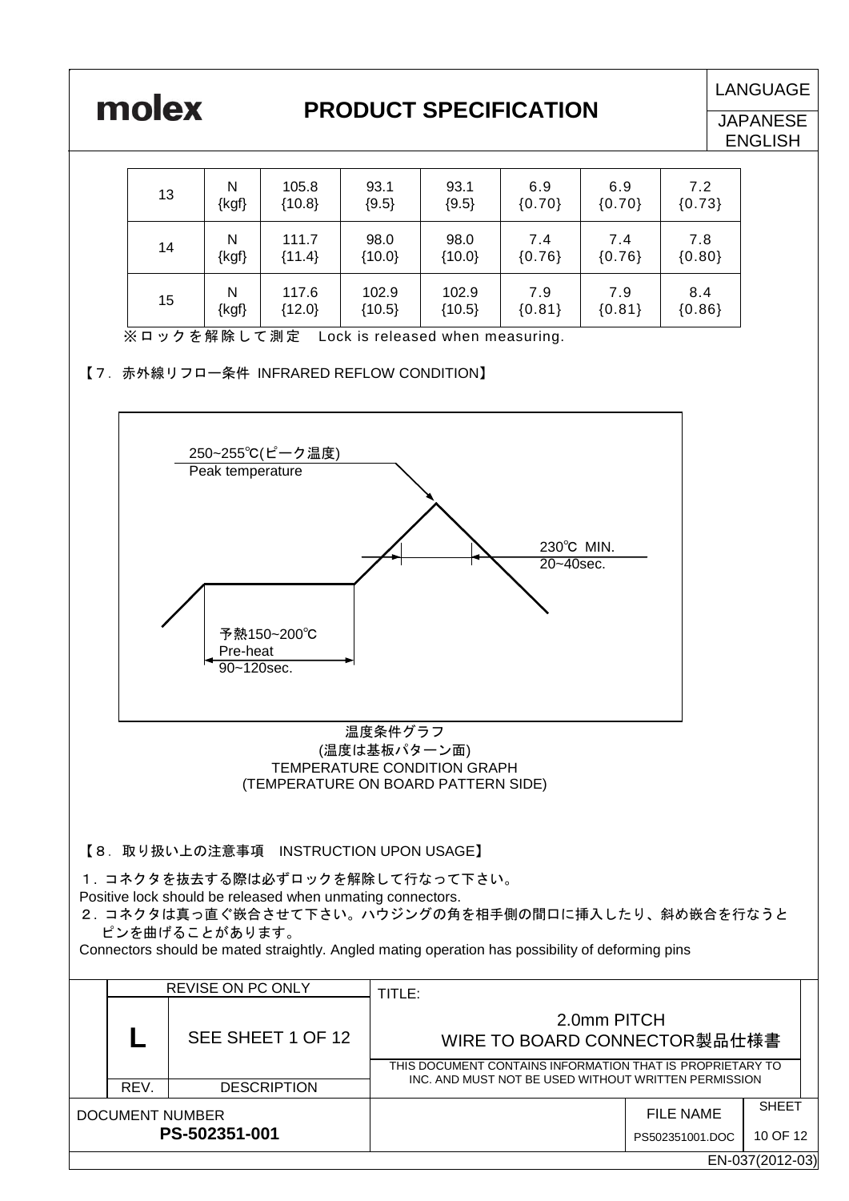| | | | | | | | |
|---|---|---|---|---|---|---|---|
| 13 | N {kgf} | 105.8 {10.8} | 93.1 {9.5} | 93.1 {9.5} | 6.9 {0.70} | 6.9 {0.70} | 7.2 {0.73} |
| 14 | N {kgf} | 111.7 {11.4} | 98.0 {10.0} | 98.0 {10.0} | 7.4 {0.76} | 7.4 {0.76} | 7.8 {0.80} |
| 15 | N {kgf} | 117.6 {12.0} | 102.9 {10.5} | 102.9 {10.5} | 7.9 {0.81} | 7.9 {0.81} | 8.4 {0.86} |

※ロックを解除して測定　Lock is released when measuring.

【7．赤外線リフロー条件 INFRARED REFLOW CONDITION】

250~255℃(ピーク温度)
Peak temperature

230℃ MIN.
20~40sec.

予熱150~200℃
Pre-heat
90~120sec.

温度条件グラフ
(温度は基板パターン面)
TEMPERATURE CONDITION GRAPH
(TEMPERATURE ON BOARD PATTERN SIDE)

【8．取り扱い上の注意事項　INSTRUCTION UPON USAGE】

1．コネクタを抜去する際は必ずロックを解除して行なって下さい。
Positive lock should be released when unmating connectors.

2．コネクタは真っ直ぐ嵌合させて下さい。ハウジングの角を相手側の間口に挿入したり、斜め嵌合を行なうとピンを曲げることがあります。
Connectors should be mated straightly. Angled mating operation has possibility of deforming pins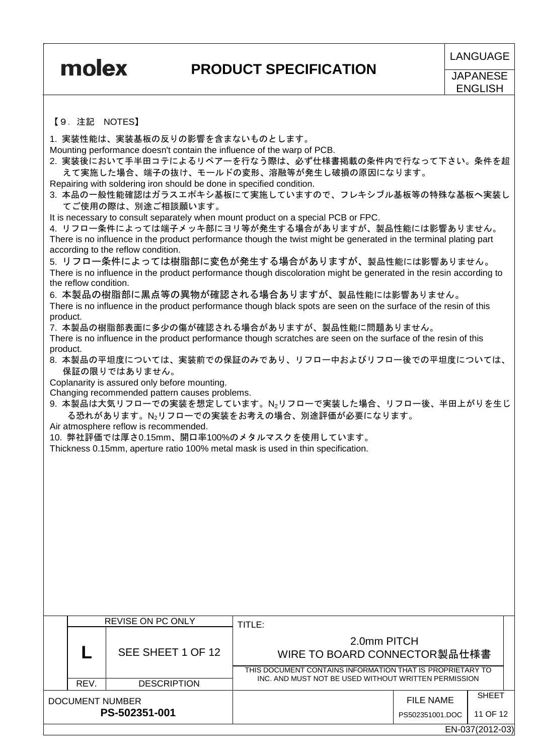【９．注記　NOTES】

1. 実装性能は、実装基板の反りの影響を含まないものとします。
Mounting performance doesn't contain the influence of the warp of PCB.

2. 実装後において手半田コテによるリペアーを行なう際は、必ず仕様書掲載の条件内で行なって下さい。条件を超えて実施した場合、端子の抜け、モールドの変形、溶融等が発生し破損の原因になります。
Repairing with soldering iron should be done in specified condition.

3. 本品の一般性能確認はガラスエポキシ基板にて実施していますので、フレキシブル基板等の特殊な基板へ実装してご使用の際は、別途ご相談願います。
It is necessary to consult separately when mount product on a special PCB or FPC.

4. リフロー条件によっては端子メッキ部にヨリ等が発生する場合がありますが、製品性能には影響ありません。
There is no influence in the product performance though the twist might be generated in the terminal plating part according to the reflow condition.

5. リフロー条件によっては樹脂部に変色が発生する場合がありますが、製品性能には影響ありません。
There is no influence in the product performance though discoloration might be generated in the resin according to the reflow condition.

6. 本製品の樹脂部に黒点等の異物が確認される場合ありますが、製品性能には影響ありません。
There is no influence in the product performance though black spots are seen on the surface of the resin of this product.

7. 本製品の樹脂部表面に多少の傷が確認される場合がありますが、製品性能に問題ありません。
There is no influence in the product performance though scratches are seen on the surface of the resin of this product.

8. 本製品の平坦度については、実装前での保証のみであり、リフロー中およびリフロー後での平坦度については、保証の限りではありません。
Coplanarity is assured only before mounting.
Changing recommended pattern causes problems.

9. 本製品は大気リフローでの実装を想定しています。$N_2$リフローで実装した場合、リフロー後、半田上がりを生じる恐れがあります。$N_2$リフローでの実装をお考えの場合、別途評価が必要になります。
Air atmosphere reflow is recommended.

10. 弊社評価では厚さ0.15mm、開口率100%のメタルマスクを使用しています。
Thickness 0.15mm, aperture ratio 100% metal mask is used in thin specification.

| REV. | DESCRIPTION |
|---|---|
| L | SEE SHEET 1 OF 12 |

TITLE: 2.0mm PITCH WIRE TO BOARD CONNECTOR製品仕様書

DOCUMENT NUMBER: PS-502351-001

FILE NAME: PS502351001.DOC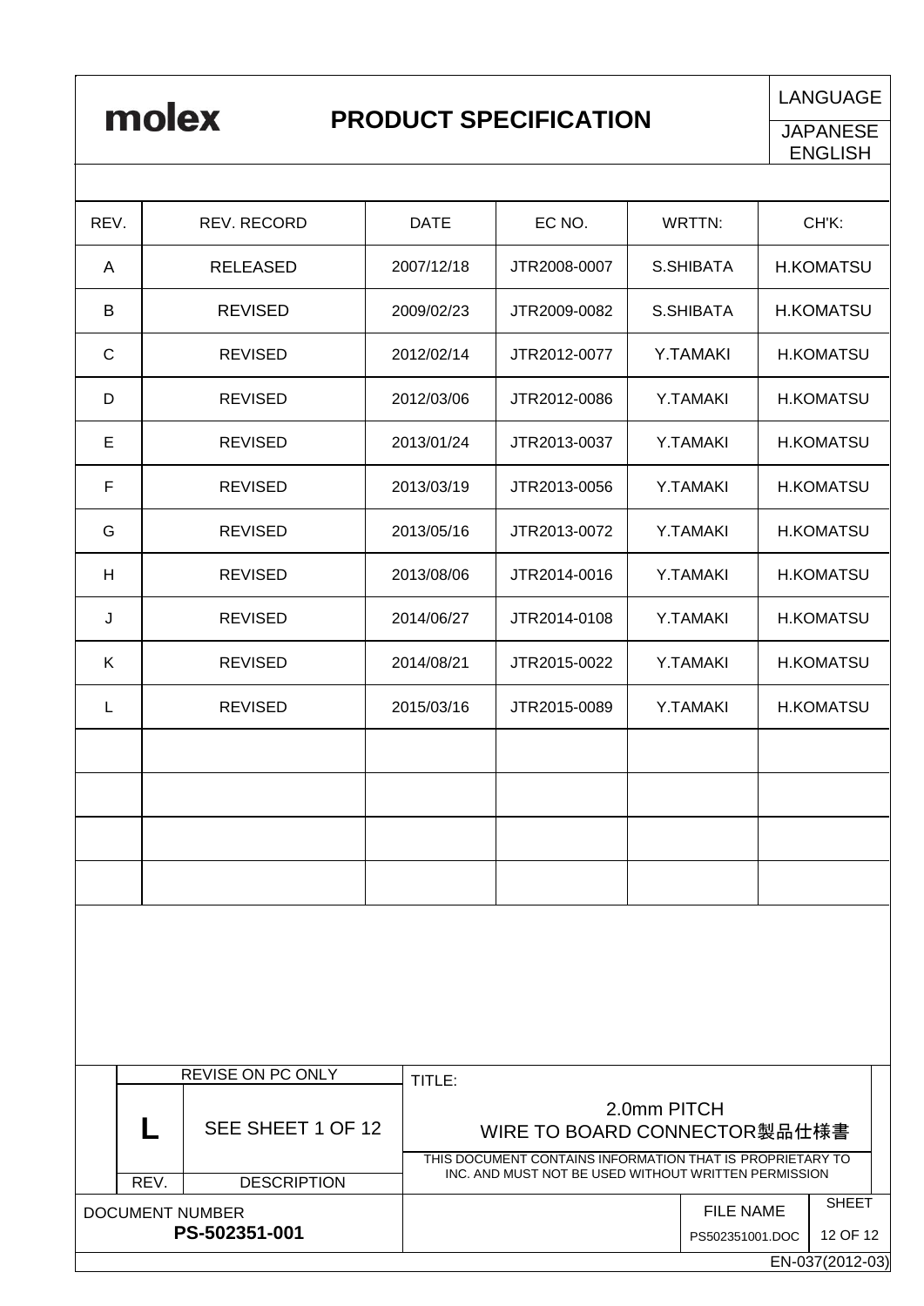molex

# PRODUCT SPECIFICATION

LANGUAGE

JAPANESE
ENGLISH

| REV. | REV. RECORD | DATE | EC NO. | WRTTN: | CH'K: |
|---|---|---|---|---|---|
| A | RELEASED | 2007/12/18 | JTR2008-0007 | S.SHIBATA | H.KOMATSU |
| B | REVISED | 2009/02/23 | JTR2009-0082 | S.SHIBATA | H.KOMATSU |
| C | REVISED | 2012/02/14 | JTR2012-0077 | Y.TAMAKI | H.KOMATSU |
| D | REVISED | 2012/03/06 | JTR2012-0086 | Y.TAMAKI | H.KOMATSU |
| E | REVISED | 2013/01/24 | JTR2013-0037 | Y.TAMAKI | H.KOMATSU |
| F | REVISED | 2013/03/19 | JTR2013-0056 | Y.TAMAKI | H.KOMATSU |
| G | REVISED | 2013/05/16 | JTR2013-0072 | Y.TAMAKI | H.KOMATSU |
| H | REVISED | 2013/08/06 | JTR2014-0016 | Y.TAMAKI | H.KOMATSU |
| J | REVISED | 2014/06/27 | JTR2014-0108 | Y.TAMAKI | H.KOMATSU |
| K | REVISED | 2014/08/21 | JTR2015-0022 | Y.TAMAKI | H.KOMATSU |
| L | REVISED | 2015/03/16 | JTR2015-0089 | Y.TAMAKI | H.KOMATSU |
| | | | | | |
| | | | | | |
| | | | | | |
| | | | | | |

| REVISE ON PC ONLY | | TITLE: |
|---|---|---|
| **L** | SEE SHEET 1 OF 12 | 2.0mm PITCH WIRE TO BOARD CONNECTOR製品仕様書 |
| REV. | DESCRIPTION | THIS DOCUMENT CONTAINS INFORMATION THAT IS PROPRIETARY TO INC. AND MUST NOT BE USED WITHOUT WRITTEN PERMISSION |

| DOCUMENT NUMBER | FILE NAME | SHEET |
|---|---|---|
| **PS-502351-001** | PS502351001.DOC | 12 OF 12 |

EN-037(2012-03)